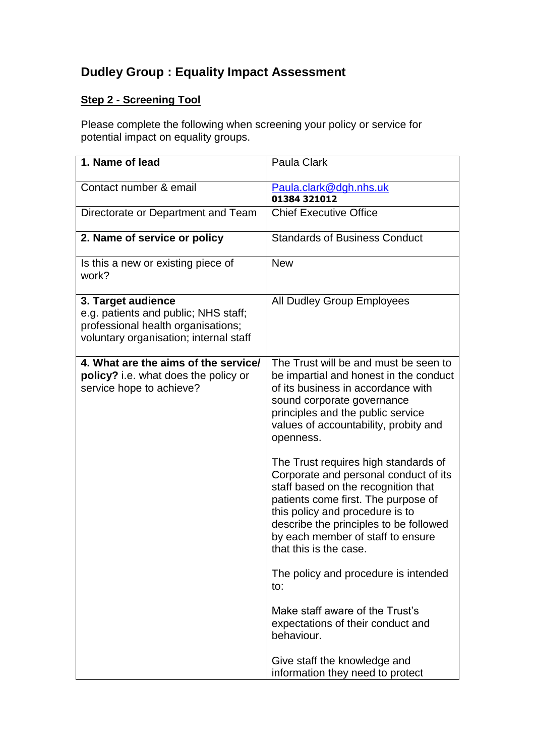# Dudley Group : Equality Impact Assessment

## Step 2 - Screening Tool

Please complete the following when screening your policy or service for potential impact on equality groups.

| | |
|---|---|
| **1. Name of lead** | Paula Clark |
| Contact number & email | Paula.clark@dgh.nhs.uk<br>**01384 321012** |
| Directorate or Department and Team | Chief Executive Office |
| **2. Name of service or policy** | Standards of Business Conduct |
| Is this a new or existing piece of work? | New |
| **3. Target audience**<br>e.g. patients and public; NHS staff; professional health organisations; voluntary organisation; internal staff | All Dudley Group Employees |
| **4. What are the aims of the service/ policy?** i.e. what does the policy or service hope to achieve? | The Trust will be and must be seen to be impartial and honest in the conduct of its business in accordance with sound corporate governance principles and the public service values of accountability, probity and openness.<br><br>The Trust requires high standards of Corporate and personal conduct of its staff based on the recognition that patients come first. The purpose of this policy and procedure is to describe the principles to be followed by each member of staff to ensure that this is the case.<br><br>The policy and procedure is intended to:<br><br>Make staff aware of the Trust's expectations of their conduct and behaviour.<br><br>Give staff the knowledge and information they need to protect |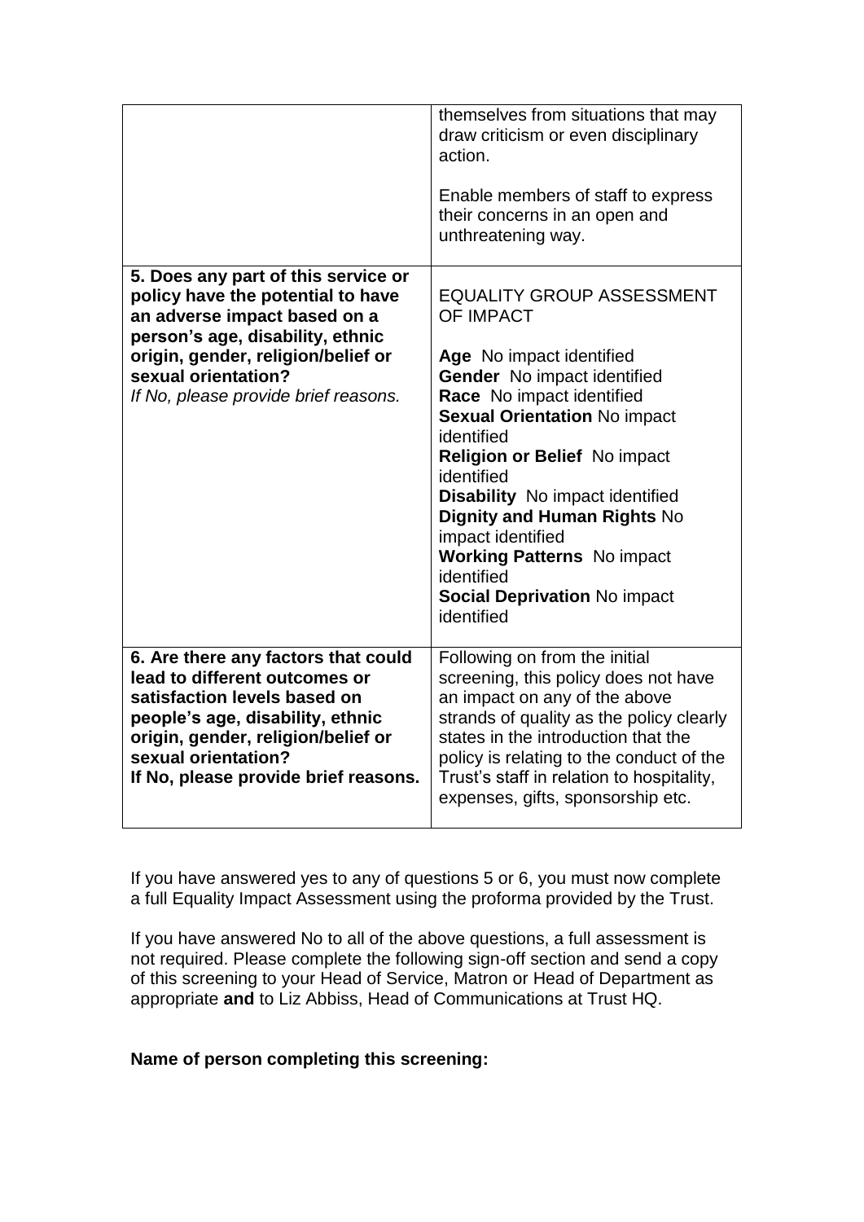| | |
|---|---|
| | themselves from situations that may draw criticism or even disciplinary action.<br><br>Enable members of staff to express their concerns in an open and unthreatening way. |
| **5. Does any part of this service or policy have the potential to have an adverse impact based on a person's age, disability, ethnic origin, gender, religion/belief or sexual orientation?**<br>*If No, please provide brief reasons.* | EQUALITY GROUP ASSESSMENT OF IMPACT<br><br>**Age** No impact identified<br>**Gender** No impact identified<br>**Race** No impact identified<br>**Sexual Orientation** No impact identified<br>**Religion or Belief** No impact identified<br>**Disability** No impact identified<br>**Dignity and Human Rights** No impact identified<br>**Working Patterns** No impact identified<br>**Social Deprivation** No impact identified |
| **6. Are there any factors that could lead to different outcomes or satisfaction levels based on people's age, disability, ethnic origin, gender, religion/belief or sexual orientation?**<br>**If No, please provide brief reasons.** | Following on from the initial screening, this policy does not have an impact on any of the above strands of quality as the policy clearly states in the introduction that the policy is relating to the conduct of the Trust's staff in relation to hospitality, expenses, gifts, sponsorship etc. |

If you have answered yes to any of questions 5 or 6, you must now complete a full Equality Impact Assessment using the proforma provided by the Trust.

If you have answered No to all of the above questions, a full assessment is not required. Please complete the following sign-off section and send a copy of this screening to your Head of Service, Matron or Head of Department as appropriate **and** to Liz Abbiss, Head of Communications at Trust HQ.

**Name of person completing this screening:**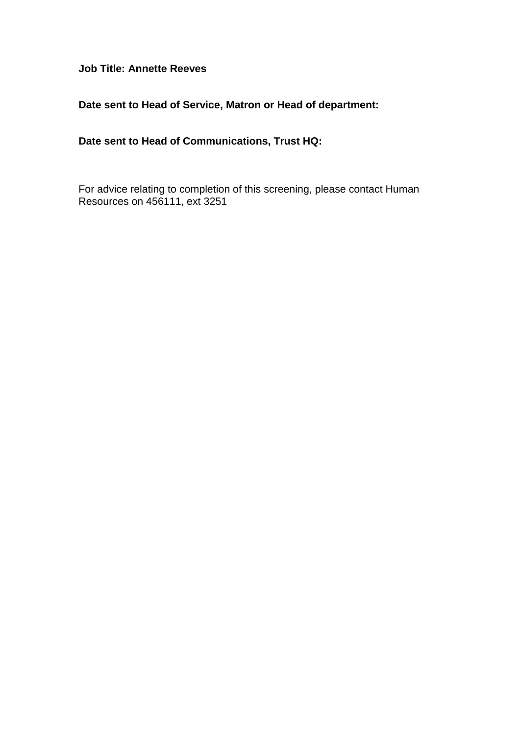**Job Title: Annette Reeves**

**Date sent to Head of Service, Matron or Head of department:**

**Date sent to Head of Communications, Trust HQ:**

For advice relating to completion of this screening, please contact Human Resources on 456111, ext 3251